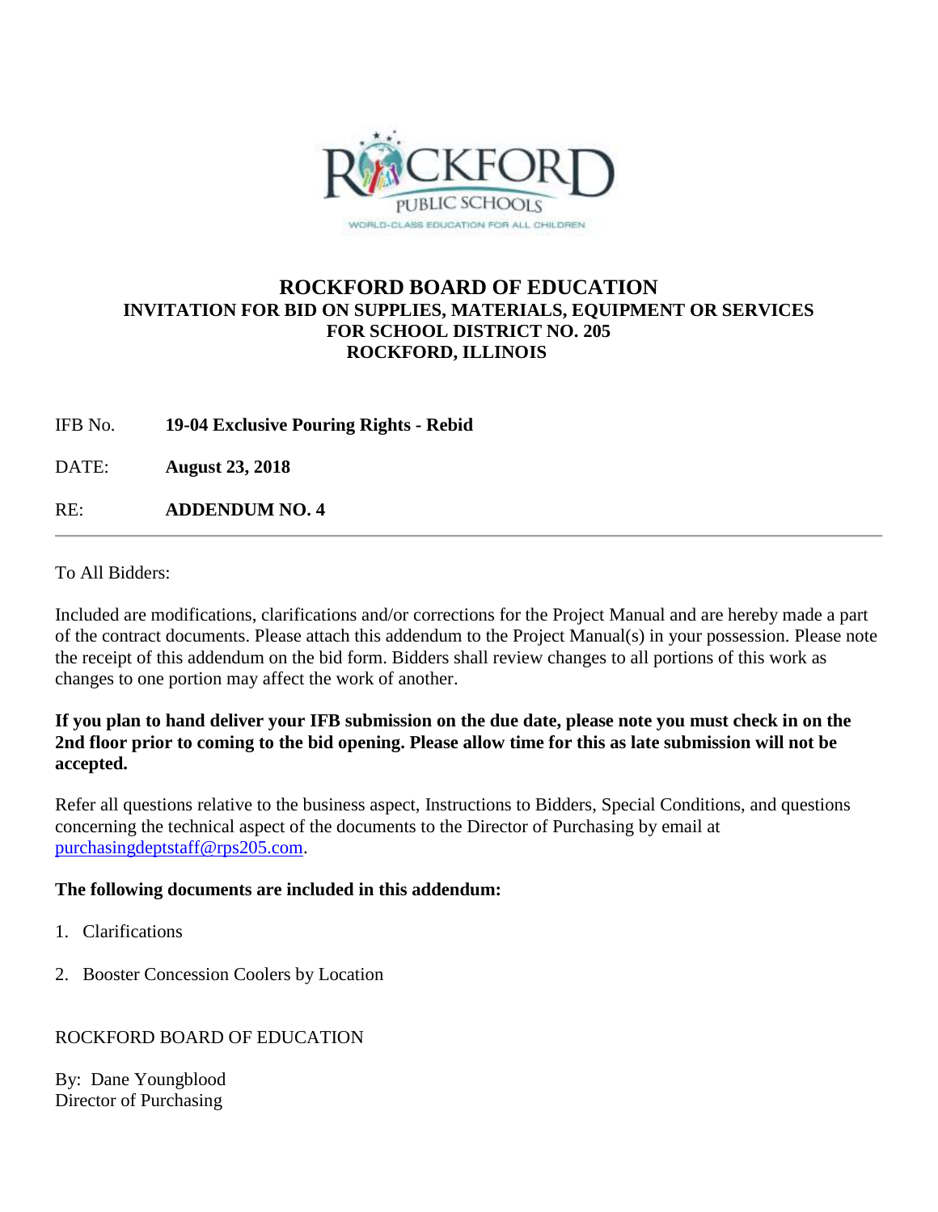ROCKFORD PUBLIC SCHOOLS

WORLD-CLASS EDUCATION FOR ALL CHILDREN

# ROCKFORD BOARD OF EDUCATION

## INVITATION FOR BID ON SUPPLIES, MATERIALS, EQUIPMENT OR SERVICES FOR SCHOOL DISTRICT NO. 205 ROCKFORD, ILLINOIS

IFB No. **19-04 Exclusive Pouring Rights - Rebid**

DATE: **August 23, 2018**

RE: **ADDENDUM NO. 4**

---

To All Bidders:

Included are modifications, clarifications and/or corrections for the Project Manual and are hereby made a part of the contract documents. Please attach this addendum to the Project Manual(s) in your possession. Please note the receipt of this addendum on the bid form. Bidders shall review changes to all portions of this work as changes to one portion may affect the work of another.

**If you plan to hand deliver your IFB submission on the due date, please note you must check in on the 2nd floor prior to coming to the bid opening. Please allow time for this as late submission will not be accepted.**

Refer all questions relative to the business aspect, Instructions to Bidders, Special Conditions, and questions concerning the technical aspect of the documents to the Director of Purchasing by email at purchasingdeptstaff@rps205.com.

**The following documents are included in this addendum:**

1. Clarifications
2. Booster Concession Coolers by Location

ROCKFORD BOARD OF EDUCATION

By: Dane Youngblood
Director of Purchasing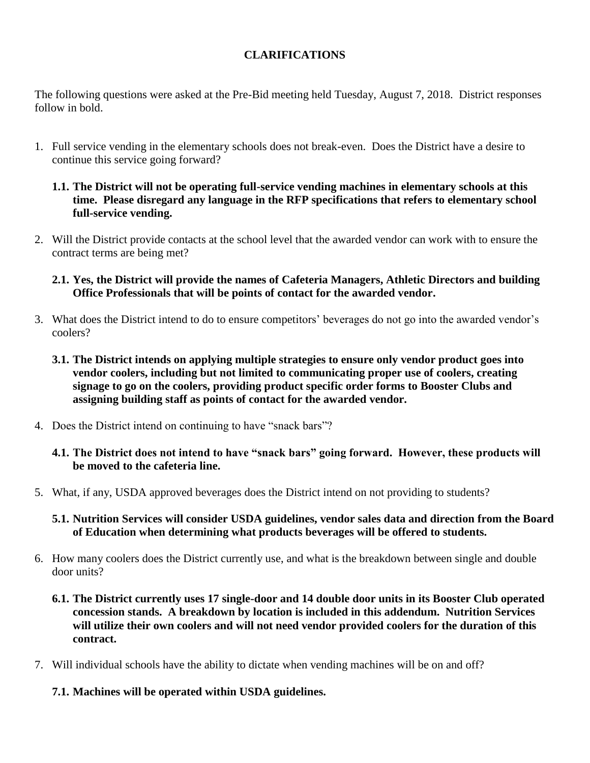# CLARIFICATIONS

The following questions were asked at the Pre-Bid meeting held Tuesday, August 7, 2018. District responses follow in bold.

1. Full service vending in the elementary schools does not break-even. Does the District have a desire to continue this service going forward?

   **1.1. The District will not be operating full-service vending machines in elementary schools at this time. Please disregard any language in the RFP specifications that refers to elementary school full-service vending.**

2. Will the District provide contacts at the school level that the awarded vendor can work with to ensure the contract terms are being met?

   **2.1. Yes, the District will provide the names of Cafeteria Managers, Athletic Directors and building Office Professionals that will be points of contact for the awarded vendor.**

3. What does the District intend to do to ensure competitors' beverages do not go into the awarded vendor's coolers?

   **3.1. The District intends on applying multiple strategies to ensure only vendor product goes into vendor coolers, including but not limited to communicating proper use of coolers, creating signage to go on the coolers, providing product specific order forms to Booster Clubs and assigning building staff as points of contact for the awarded vendor.**

4. Does the District intend on continuing to have "snack bars"?

   **4.1. The District does not intend to have "snack bars" going forward. However, these products will be moved to the cafeteria line.**

5. What, if any, USDA approved beverages does the District intend on not providing to students?

   **5.1. Nutrition Services will consider USDA guidelines, vendor sales data and direction from the Board of Education when determining what products beverages will be offered to students.**

6. How many coolers does the District currently use, and what is the breakdown between single and double door units?

   **6.1. The District currently uses 17 single-door and 14 double door units in its Booster Club operated concession stands. A breakdown by location is included in this addendum. Nutrition Services will utilize their own coolers and will not need vendor provided coolers for the duration of this contract.**

7. Will individual schools have the ability to dictate when vending machines will be on and off?

   **7.1. Machines will be operated within USDA guidelines.**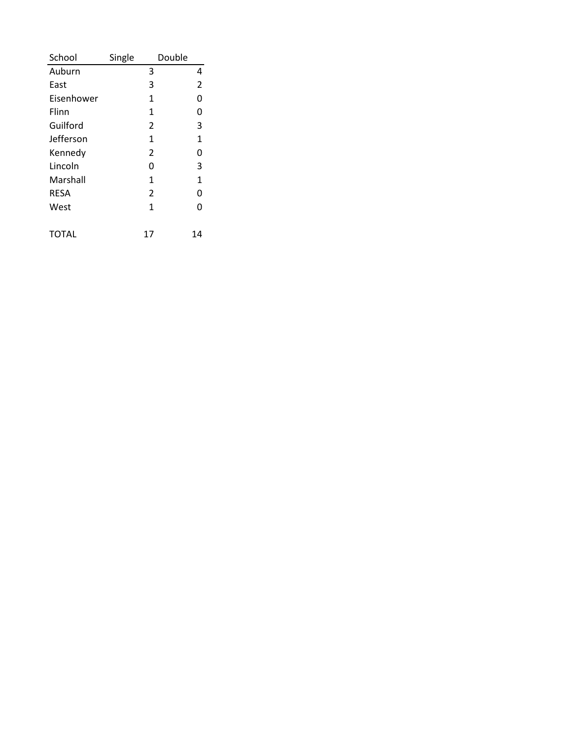| School | Single | Double |
|---|---|---|
| Auburn | 3 | 4 |
| East | 3 | 2 |
| Eisenhower | 1 | 0 |
| Flinn | 1 | 0 |
| Guilford | 2 | 3 |
| Jefferson | 1 | 1 |
| Kennedy | 2 | 0 |
| Lincoln | 0 | 3 |
| Marshall | 1 | 1 |
| RESA | 2 | 0 |
| West | 1 | 0 |
| | | |
| TOTAL | 17 | 14 |